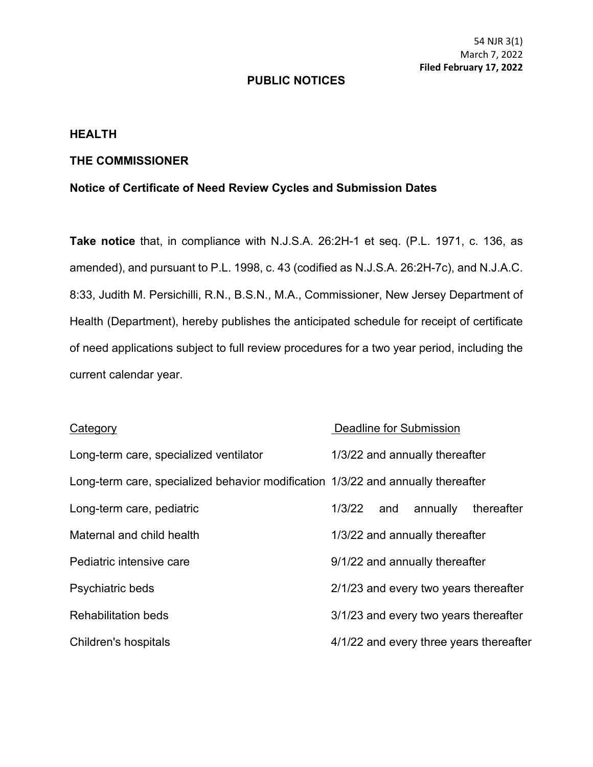54 NJR 3(1)
March 7, 2022
**Filed February 17, 2022**

## PUBLIC NOTICES

### HEALTH

### THE COMMISSIONER

### Notice of Certificate of Need Review Cycles and Submission Dates

**Take notice** that, in compliance with N.J.S.A. 26:2H-1 et seq. (P.L. 1971, c. 136, as amended), and pursuant to P.L. 1998, c. 43 (codified as N.J.S.A. 26:2H-7c), and N.J.A.C. 8:33, Judith M. Persichilli, R.N., B.S.N., M.A., Commissioner, New Jersey Department of Health (Department), hereby publishes the anticipated schedule for receipt of certificate of need applications subject to full review procedures for a two year period, including the current calendar year.

| Category | Deadline for Submission |
| --- | --- |
| Long-term care, specialized ventilator | 1/3/22 and annually thereafter |
| Long-term care, specialized behavior modification | 1/3/22 and annually thereafter |
| Long-term care, pediatric | 1/3/22 and annually thereafter |
| Maternal and child health | 1/3/22 and annually thereafter |
| Pediatric intensive care | 9/1/22 and annually thereafter |
| Psychiatric beds | 2/1/23 and every two years thereafter |
| Rehabilitation beds | 3/1/23 and every two years thereafter |
| Children's hospitals | 4/1/22 and every three years thereafter |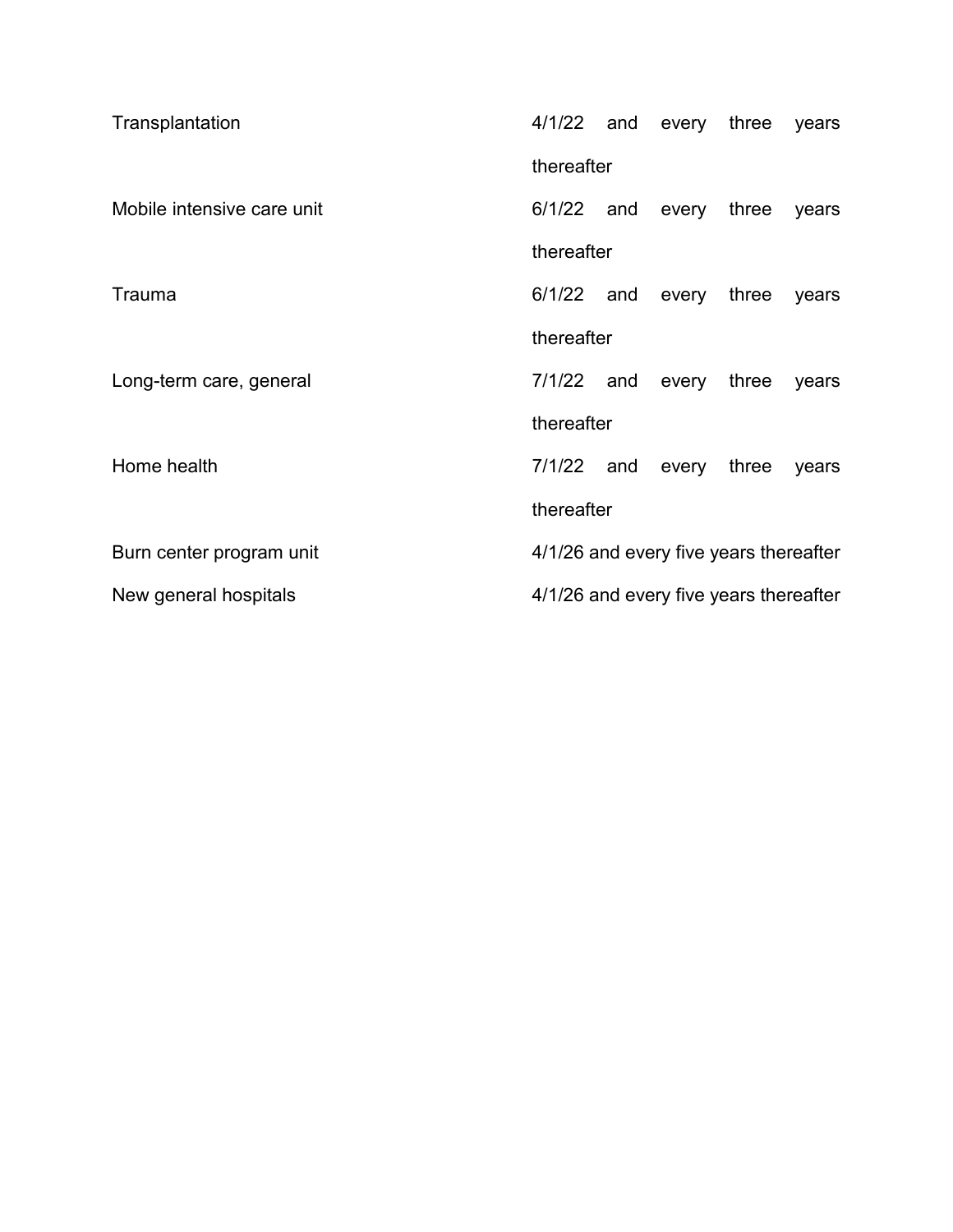| | |
|---|---|
| Transplantation | 4/1/22 and every three years thereafter |
| Mobile intensive care unit | 6/1/22 and every three years thereafter |
| Trauma | 6/1/22 and every three years thereafter |
| Long-term care, general | 7/1/22 and every three years thereafter |
| Home health | 7/1/22 and every three years thereafter |
| Burn center program unit | 4/1/26 and every five years thereafter |
| New general hospitals | 4/1/26 and every five years thereafter |